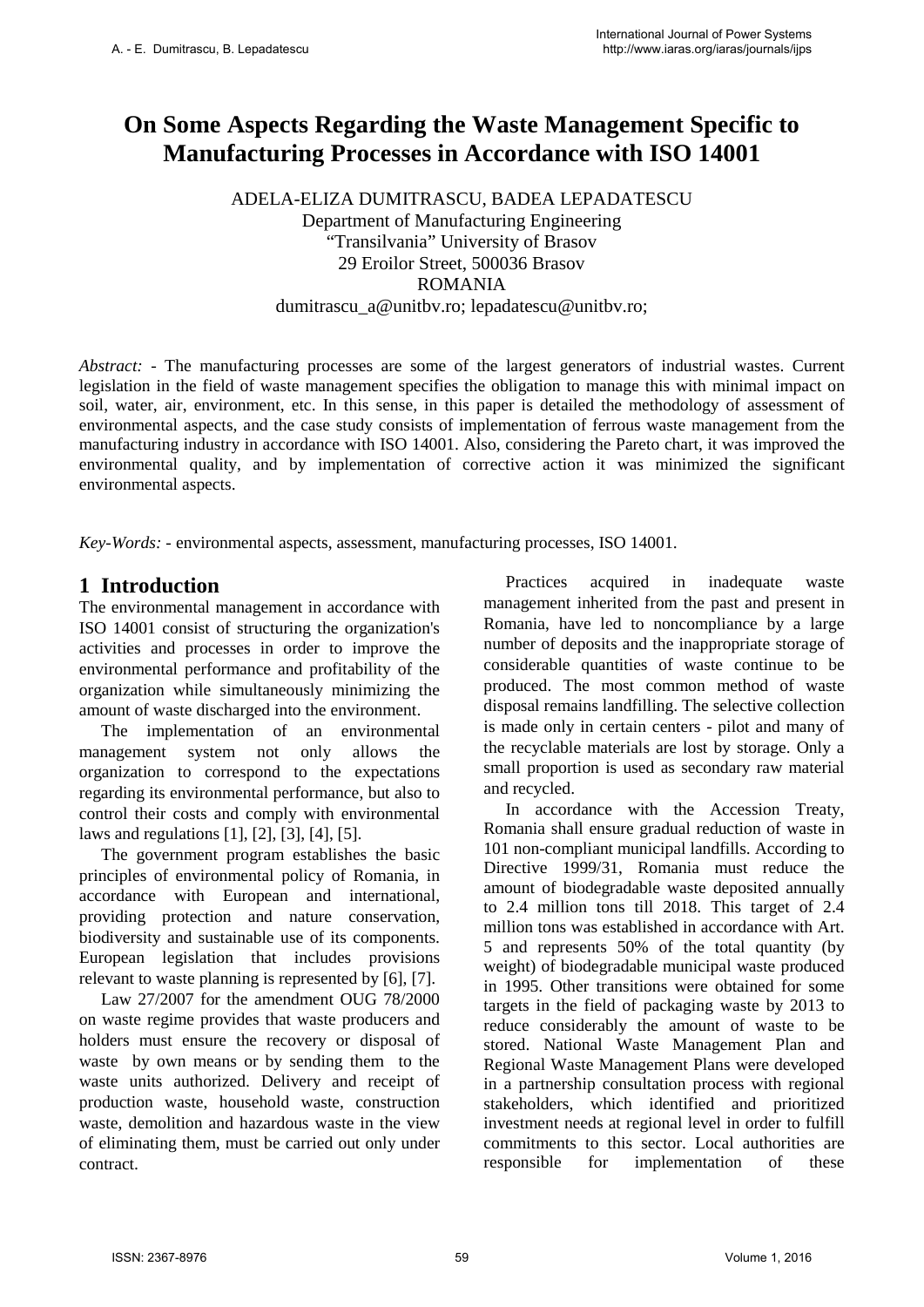# On Some Aspects Regarding the Waste Management Specific to Manufacturing Processes in Accordance with ISO 14001

ADELA-ELIZA DUMITRASCU, BADEA LEPADATESCU
Department of Manufacturing Engineering
"Transilvania" University of Brasov
29 Eroilor Street, 500036 Brasov
ROMANIA
dumitrascu_a@unitbv.ro; lepadatescu@unitbv.ro;

*Abstract:* - The manufacturing processes are some of the largest generators of industrial wastes. Current legislation in the field of waste management specifies the obligation to manage this with minimal impact on soil, water, air, environment, etc. In this sense, in this paper is detailed the methodology of assessment of environmental aspects, and the case study consists of implementation of ferrous waste management from the manufacturing industry in accordance with ISO 14001. Also, considering the Pareto chart, it was improved the environmental quality, and by implementation of corrective action it was minimized the significant environmental aspects.

*Key-Words:* - environmental aspects, assessment, manufacturing processes, ISO 14001.

## 1 Introduction

The environmental management in accordance with ISO 14001 consist of structuring the organization's activities and processes in order to improve the environmental performance and profitability of the organization while simultaneously minimizing the amount of waste discharged into the environment.

The implementation of an environmental management system not only allows the organization to correspond to the expectations regarding its environmental performance, but also to control their costs and comply with environmental laws and regulations [1], [2], [3], [4], [5].

The government program establishes the basic principles of environmental policy of Romania, in accordance with European and international, providing protection and nature conservation, biodiversity and sustainable use of its components. European legislation that includes provisions relevant to waste planning is represented by [6], [7].

Law 27/2007 for the amendment OUG 78/2000 on waste regime provides that waste producers and holders must ensure the recovery or disposal of waste by own means or by sending them to the waste units authorized. Delivery and receipt of production waste, household waste, construction waste, demolition and hazardous waste in the view of eliminating them, must be carried out only under contract.

Practices acquired in inadequate waste management inherited from the past and present in Romania, have led to noncompliance by a large number of deposits and the inappropriate storage of considerable quantities of waste continue to be produced. The most common method of waste disposal remains landfilling. The selective collection is made only in certain centers - pilot and many of the recyclable materials are lost by storage. Only a small proportion is used as secondary raw material and recycled.

In accordance with the Accession Treaty, Romania shall ensure gradual reduction of waste in 101 non-compliant municipal landfills. According to Directive 1999/31, Romania must reduce the amount of biodegradable waste deposited annually to 2.4 million tons till 2018. This target of 2.4 million tons was established in accordance with Art. 5 and represents 50% of the total quantity (by weight) of biodegradable municipal waste produced in 1995. Other transitions were obtained for some targets in the field of packaging waste by 2013 to reduce considerably the amount of waste to be stored. National Waste Management Plan and Regional Waste Management Plans were developed in a partnership consultation process with regional stakeholders, which identified and prioritized investment needs at regional level in order to fulfill commitments to this sector. Local authorities are responsible for implementation of these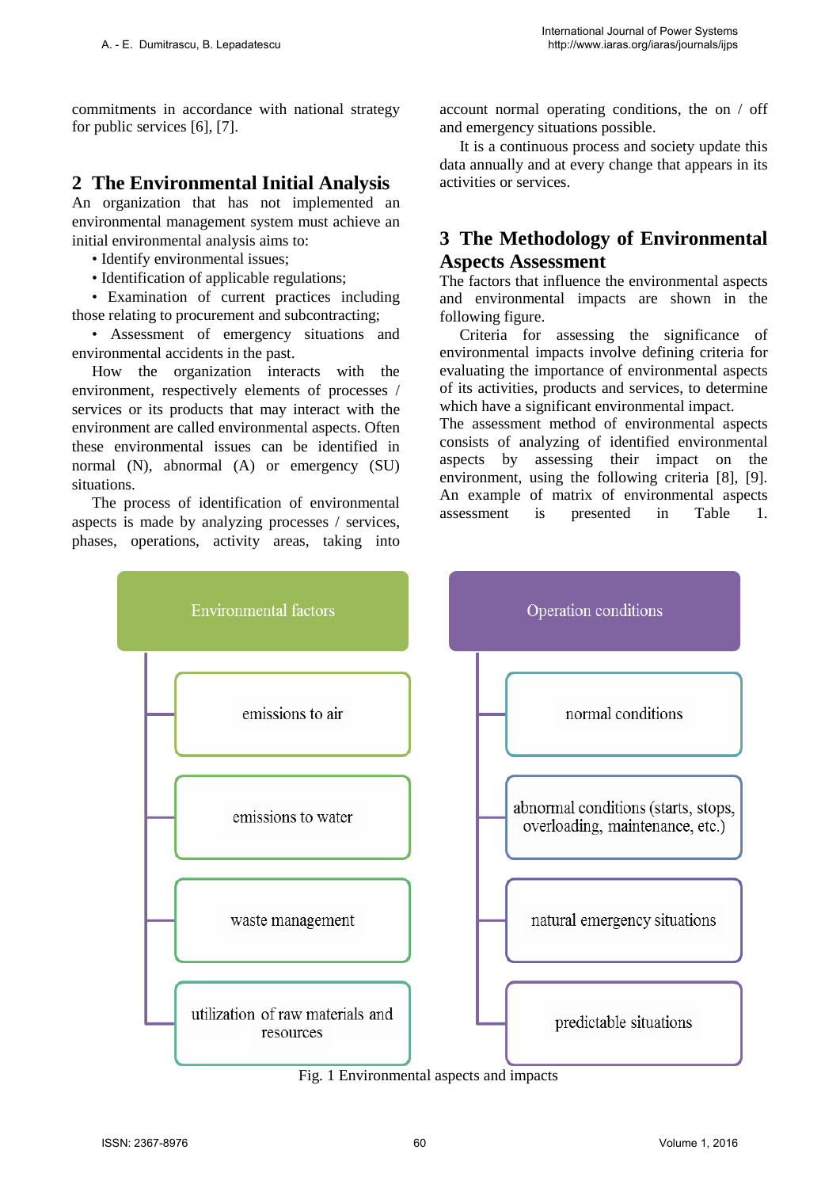commitments in accordance with national strategy for public services [6], [7].

## 2 The Environmental Initial Analysis

An organization that has not implemented an environmental management system must achieve an initial environmental analysis aims to:

- Identify environmental issues;
- Identification of applicable regulations;
- Examination of current practices including those relating to procurement and subcontracting;
- Assessment of emergency situations and environmental accidents in the past.

How the organization interacts with the environment, respectively elements of processes / services or its products that may interact with the environment are called environmental aspects. Often these environmental issues can be identified in normal (N), abnormal (A) or emergency (SU) situations.

The process of identification of environmental aspects is made by analyzing processes / services, phases, operations, activity areas, taking into account normal operating conditions, the on / off and emergency situations possible.

It is a continuous process and society update this data annually and at every change that appears in its activities or services.

## 3 The Methodology of Environmental Aspects Assessment

The factors that influence the environmental aspects and environmental impacts are shown in the following figure.

Criteria for assessing the significance of environmental impacts involve defining criteria for evaluating the importance of environmental aspects of its activities, products and services, to determine which have a significant environmental impact.

The assessment method of environmental aspects consists of analyzing of identified environmental aspects by assessing their impact on the environment, using the following criteria [8], [9]. An example of matrix of environmental aspects assessment is presented in Table 1.

**Environmental factors**
- emissions to air
- emissions to water
- waste management
- utilization of raw materials and resources

**Operation conditions**
- normal conditions
- abnormal conditions (starts, stops, overloading, maintenance, etc.)
- natural emergency situations
- predictable situations

Fig. 1 Environmental aspects and impacts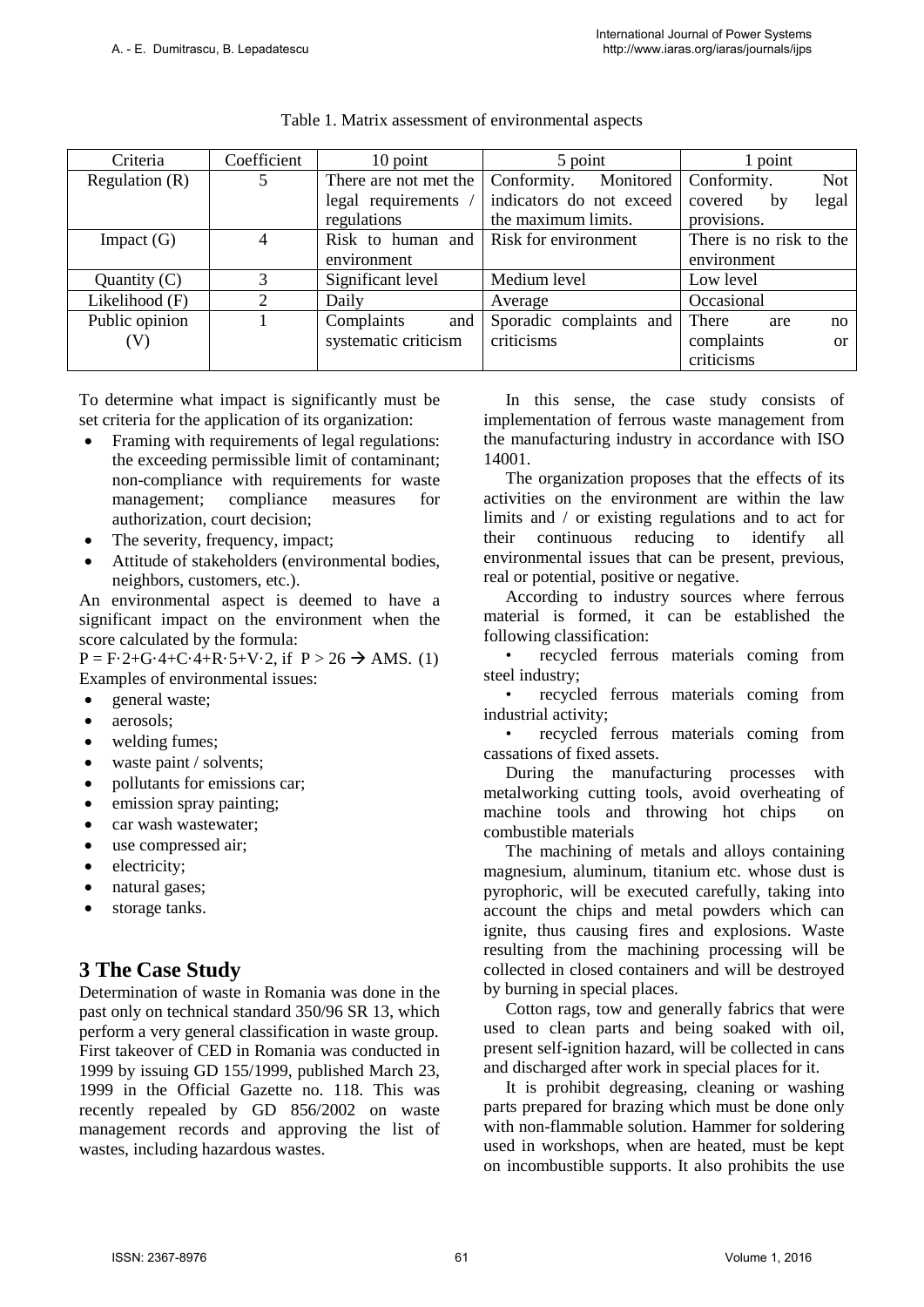Table 1. Matrix assessment of environmental aspects

| Criteria | Coefficient | 10 point | 5 point | 1 point |
|---|---|---|---|---|
| Regulation (R) | 5 | There are not met the legal requirements / regulations | Conformity. Monitored indicators do not exceed the maximum limits. | Conformity. Not covered by legal provisions. |
| Impact (G) | 4 | Risk to human and environment | Risk for environment | There is no risk to the environment |
| Quantity (C) | 3 | Significant level | Medium level | Low level |
| Likelihood (F) | 2 | Daily | Average | Occasional |
| Public opinion (V) | 1 | Complaints and systematic criticism | Sporadic complaints and criticisms | There are no complaints or criticisms |

To determine what impact is significantly must be set criteria for the application of its organization:

- Framing with requirements of legal regulations: the exceeding permissible limit of contaminant; non-compliance with requirements for waste management; compliance measures for authorization, court decision;
- The severity, frequency, impact;
- Attitude of stakeholders (environmental bodies, neighbors, customers, etc.).

An environmental aspect is deemed to have a significant impact on the environment when the score calculated by the formula:

$P = F \cdot 2 + G \cdot 4 + C \cdot 4 + R \cdot 5 + V \cdot 2$, if $P > 26 \rightarrow$ AMS. (1)

Examples of environmental issues:

- general waste;
- aerosols;
- welding fumes;
- waste paint / solvents;
- pollutants for emissions car;
- emission spray painting;
- car wash wastewater;
- use compressed air;
- electricity;
- natural gases;
- storage tanks.

## 3 The Case Study

Determination of waste in Romania was done in the past only on technical standard 350/96 SR 13, which perform a very general classification in waste group. First takeover of CED in Romania was conducted in 1999 by issuing GD 155/1999, published March 23, 1999 in the Official Gazette no. 118. This was recently repealed by GD 856/2002 on waste management records and approving the list of wastes, including hazardous wastes.

In this sense, the case study consists of implementation of ferrous waste management from the manufacturing industry in accordance with ISO 14001.

The organization proposes that the effects of its activities on the environment are within the law limits and / or existing regulations and to act for their continuous reducing to identify all environmental issues that can be present, previous, real or potential, positive or negative.

According to industry sources where ferrous material is formed, it can be established the following classification:

- recycled ferrous materials coming from steel industry;
- recycled ferrous materials coming from industrial activity;
- recycled ferrous materials coming from cassations of fixed assets.

During the manufacturing processes with metalworking cutting tools, avoid overheating of machine tools and throwing hot chips on combustible materials

The machining of metals and alloys containing magnesium, aluminum, titanium etc. whose dust is pyrophoric, will be executed carefully, taking into account the chips and metal powders which can ignite, thus causing fires and explosions. Waste resulting from the machining processing will be collected in closed containers and will be destroyed by burning in special places.

Cotton rags, tow and generally fabrics that were used to clean parts and being soaked with oil, present self-ignition hazard, will be collected in cans and discharged after work in special places for it.

It is prohibit degreasing, cleaning or washing parts prepared for brazing which must be done only with non-flammable solution. Hammer for soldering used in workshops, when are heated, must be kept on incombustible supports. It also prohibits the use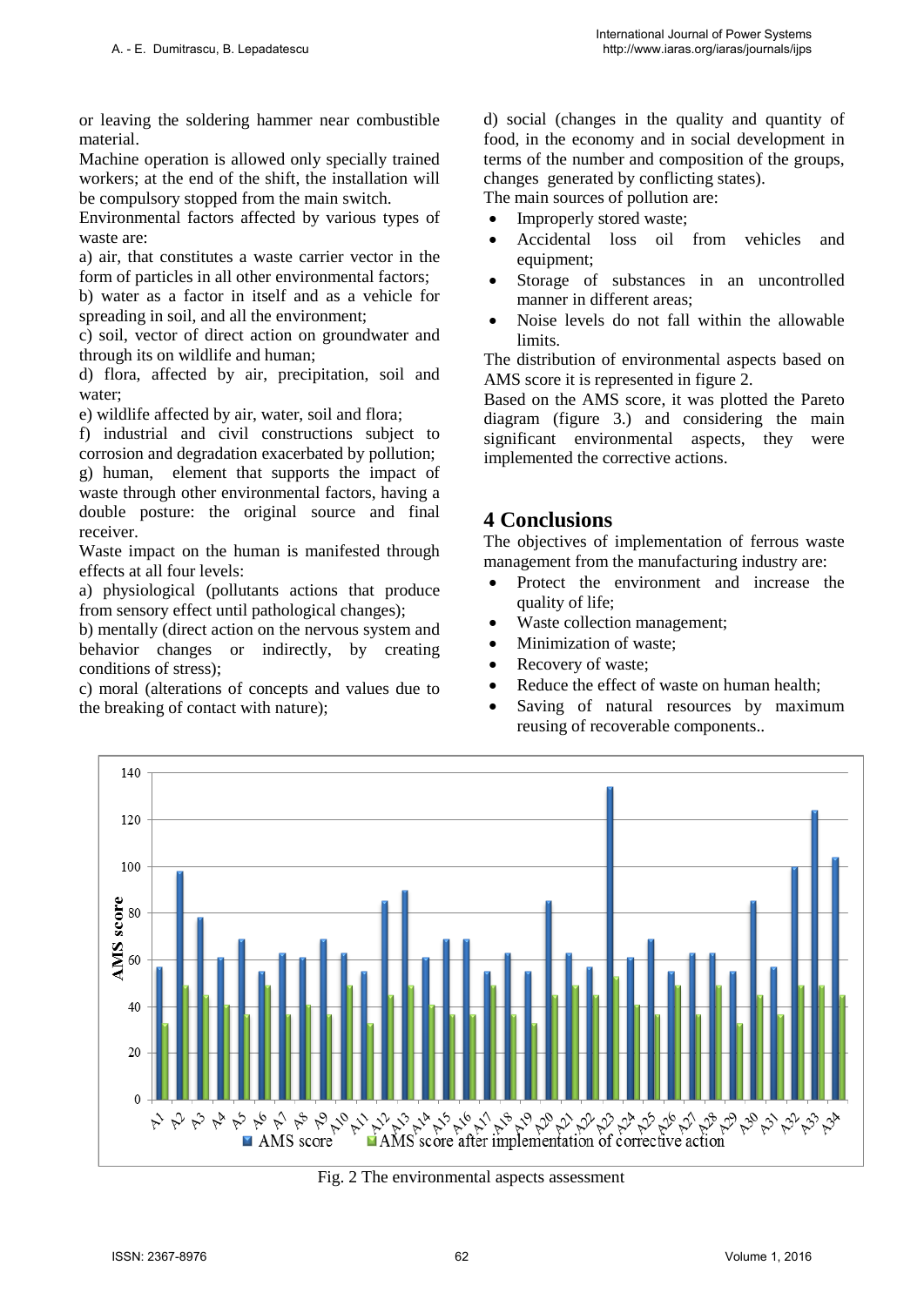or leaving the soldering hammer near combustible material.

Machine operation is allowed only specially trained workers; at the end of the shift, the installation will be compulsory stopped from the main switch.

Environmental factors affected by various types of waste are:

a) air, that constitutes a waste carrier vector in the form of particles in all other environmental factors;

b) water as a factor in itself and as a vehicle for spreading in soil, and all the environment;

c) soil, vector of direct action on groundwater and through its on wildlife and human;

d) flora, affected by air, precipitation, soil and water;

e) wildlife affected by air, water, soil and flora;

f) industrial and civil constructions subject to corrosion and degradation exacerbated by pollution;

g) human, element that supports the impact of waste through other environmental factors, having a double posture: the original source and final receiver.

Waste impact on the human is manifested through effects at all four levels:

a) physiological (pollutants actions that produce from sensory effect until pathological changes);

b) mentally (direct action on the nervous system and behavior changes or indirectly, by creating conditions of stress);

c) moral (alterations of concepts and values due to the breaking of contact with nature);

d) social (changes in the quality and quantity of food, in the economy and in social development in terms of the number and composition of the groups, changes generated by conflicting states).

The main sources of pollution are:

- Improperly stored waste;
- Accidental loss oil from vehicles and equipment;
- Storage of substances in an uncontrolled manner in different areas;
- Noise levels do not fall within the allowable limits.

The distribution of environmental aspects based on AMS score it is represented in figure 2.

Based on the AMS score, it was plotted the Pareto diagram (figure 3.) and considering the main significant environmental aspects, they were implemented the corrective actions.

## 4 Conclusions

The objectives of implementation of ferrous waste management from the manufacturing industry are:

- Protect the environment and increase the quality of life;
- Waste collection management;
- Minimization of waste;
- Recovery of waste;
- Reduce the effect of waste on human health;
- Saving of natural resources by maximum reusing of recoverable components..

Fig. 2 The environmental aspects assessment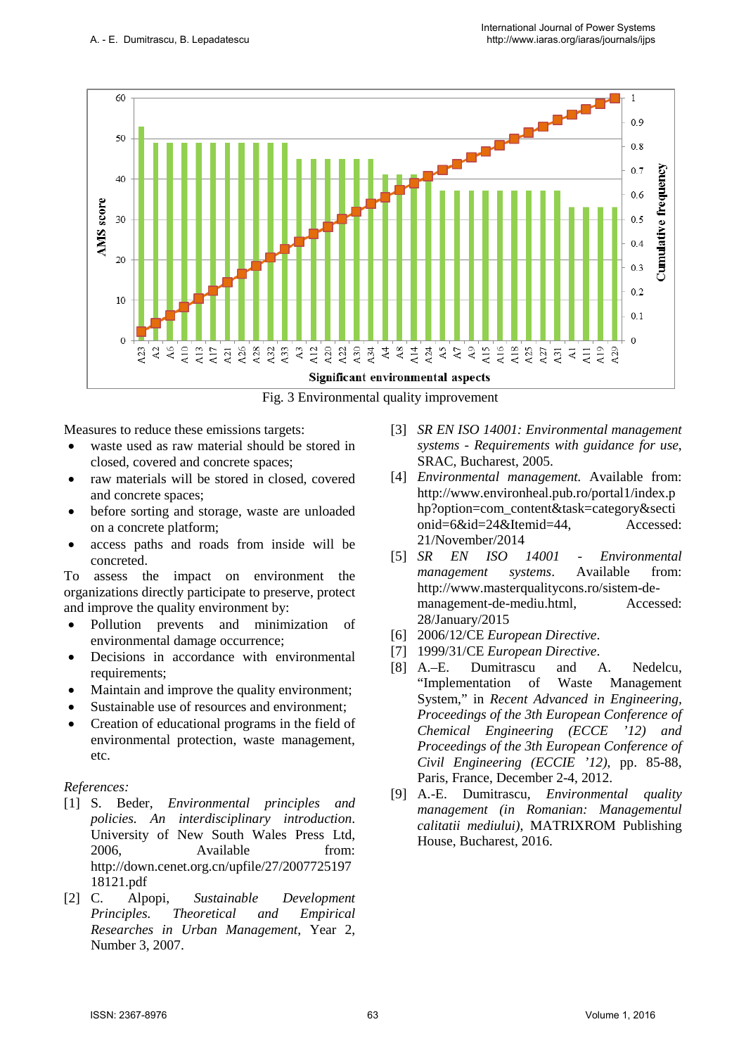60
50
40
30
20
10
0

AMS score

1
0.9
0.8
0.7
0.6
0.5
0.4
0.3
0.2
0.1
0

Cumulative frequency

A23 A2 A6 A10 A13 A17 A21 A26 A28 A32 A33 A3 A12 A20 A22 A30 A34 A4 A8 A14 A24 A5 A7 A9 A15 A16 A18 A25 A27 A31 A1 A11 A19 A29

Significant environmental aspects

Fig. 3 Environmental quality improvement

Measures to reduce these emissions targets:

- waste used as raw material should be stored in closed, covered and concrete spaces;
- raw materials will be stored in closed, covered and concrete spaces;
- before sorting and storage, waste are unloaded on a concrete platform;
- access paths and roads from inside will be concreted.

To assess the impact on environment the organizations directly participate to preserve, protect and improve the quality environment by:

- Pollution prevents and minimization of environmental damage occurrence;
- Decisions in accordance with environmental requirements;
- Maintain and improve the quality environment;
- Sustainable use of resources and environment;
- Creation of educational programs in the field of environmental protection, waste management, etc.

*References:*

[1] S. Beder, *Environmental principles and policies. An interdisciplinary introduction*. University of New South Wales Press Ltd, 2006, Available from: http://down.cenet.org.cn/upfile/27/200772519718121.pdf

[2] C. Alpopi, *Sustainable Development Principles. Theoretical and Empirical Researches in Urban Management*, Year 2, Number 3, 2007.

[3] *SR EN ISO 14001: Environmental management systems - Requirements with guidance for use*, SRAC, Bucharest, 2005.

[4] *Environmental management.* Available from: http://www.environheal.pub.ro/portal1/index.php?option=com_content&task=category&sectionid=6&id=24&Itemid=44, Accessed: 21/November/2014

[5] *SR EN ISO 14001 - Environmental management systems*. Available from: http://www.masterqualitycons.ro/sistem-de-management-de-mediu.html, Accessed: 28/January/2015

[6] 2006/12/CE *European Directive*.

[7] 1999/31/CE *European Directive*.

[8] A.–E. Dumitrascu and A. Nedelcu, "Implementation of Waste Management System," in *Recent Advanced in Engineering, Proceedings of the 3th European Conference of Chemical Engineering (ECCE '12) and Proceedings of the 3th European Conference of Civil Engineering (ECCIE '12)*, pp. 85-88, Paris, France, December 2-4, 2012.

[9] A.-E. Dumitrascu, *Environmental quality management (in Romanian: Managementul calitatii mediului)*, MATRIXROM Publishing House, Bucharest, 2016.